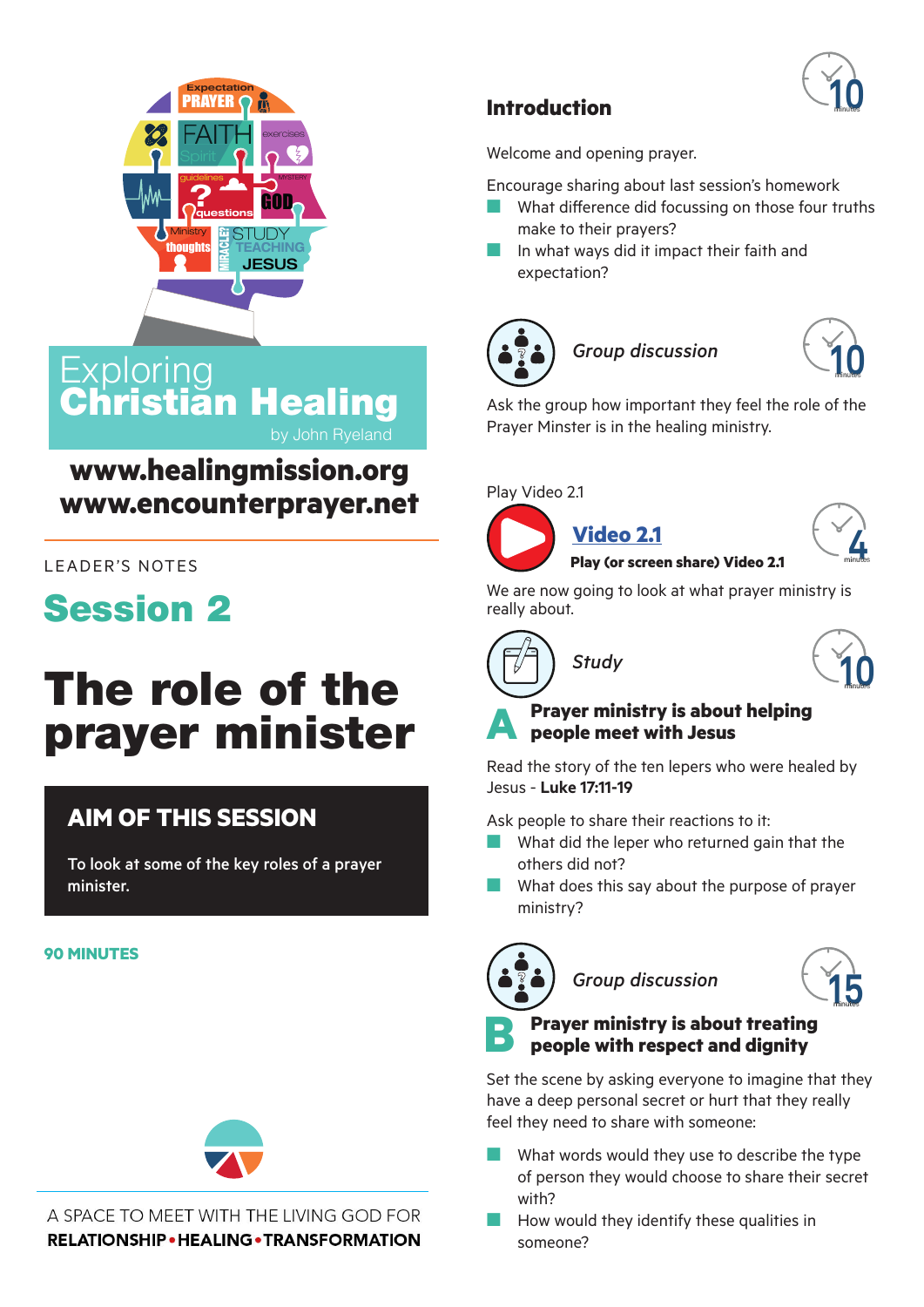# Exploring Christian Healing

by John Ryeland

**www.healingmission.org**
**www.encounterprayer.net**

LEADER'S NOTES

## Session 2

# The role of the prayer minister

### AIM OF THIS SESSION

To look at some of the key roles of a prayer minister.

**90 MINUTES**

A SPACE TO MEET WITH THE LIVING GOD FOR
**RELATIONSHIP • HEALING • TRANSFORMATION**

### Introduction

10 minutes

Welcome and opening prayer.

Encourage sharing about last session's homework

- What difference did focussing on those four truths make to their prayers?
- In what ways did it impact their faith and expectation?

### *Group discussion*

10 minutes

Ask the group how important they feel the role of the Prayer Minster is in the healing ministry.

Play Video 2.1

### Video 2.1

**Play (or screen share) Video 2.1**

4 minutes

We are now going to look at what prayer ministry is really about.

### *Study*

10 minutes

#### A Prayer ministry is about helping people meet with Jesus

Read the story of the ten lepers who were healed by Jesus - **Luke 17:11-19**

Ask people to share their reactions to it:

- What did the leper who returned gain that the others did not?
- What does this say about the purpose of prayer ministry?

### *Group discussion*

15 minutes

#### B Prayer ministry is about treating people with respect and dignity

Set the scene by asking everyone to imagine that they have a deep personal secret or hurt that they really feel they need to share with someone:

- What words would they use to describe the type of person they would choose to share their secret with?
- How would they identify these qualities in someone?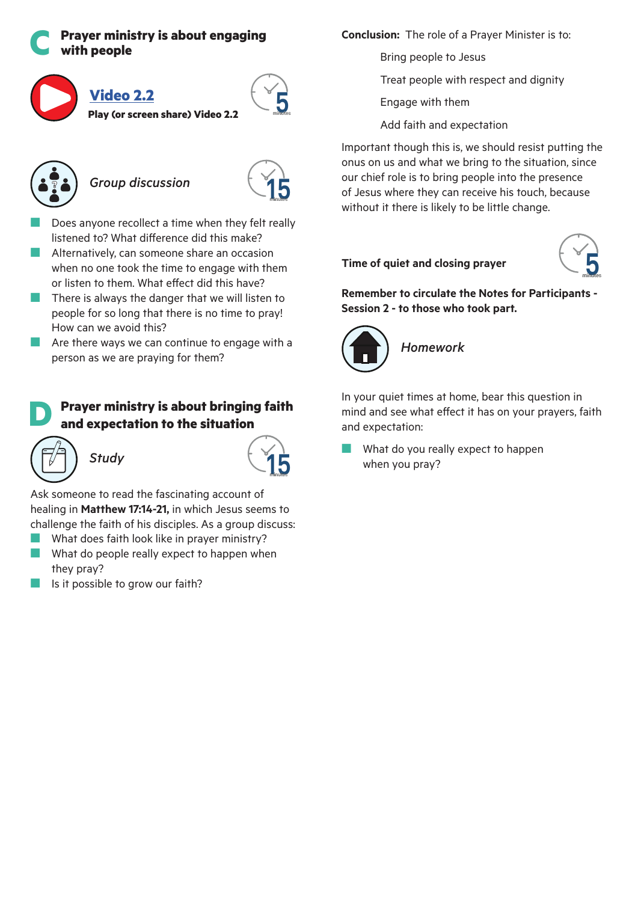## C Prayer ministry is about engaging with people

**Video 2.2**

**Play (or screen share) Video 2.2**

5 minutes

*Group discussion*

15 minutes

- Does anyone recollect a time when they felt really listened to? What difference did this make?
- Alternatively, can someone share an occasion when no one took the time to engage with them or listen to them. What effect did this have?
- There is always the danger that we will listen to people for so long that there is no time to pray! How can we avoid this?
- Are there ways we can continue to engage with a person as we are praying for them?

## D Prayer ministry is about bringing faith and expectation to the situation

*Study*

15 minutes

Ask someone to read the fascinating account of healing in **Matthew 17:14-21,** in which Jesus seems to challenge the faith of his disciples. As a group discuss:

- What does faith look like in prayer ministry?
- What do people really expect to happen when they pray?
- Is it possible to grow our faith?

**Conclusion:** The role of a Prayer Minister is to:

Bring people to Jesus

Treat people with respect and dignity

Engage with them

Add faith and expectation

Important though this is, we should resist putting the onus on us and what we bring to the situation, since our chief role is to bring people into the presence of Jesus where they can receive his touch, because without it there is likely to be little change.

**Time of quiet and closing prayer**

5 minutes

**Remember to circulate the Notes for Participants - Session 2 - to those who took part.**

*Homework*

In your quiet times at home, bear this question in mind and see what effect it has on your prayers, faith and expectation:

- What do you really expect to happen when you pray?